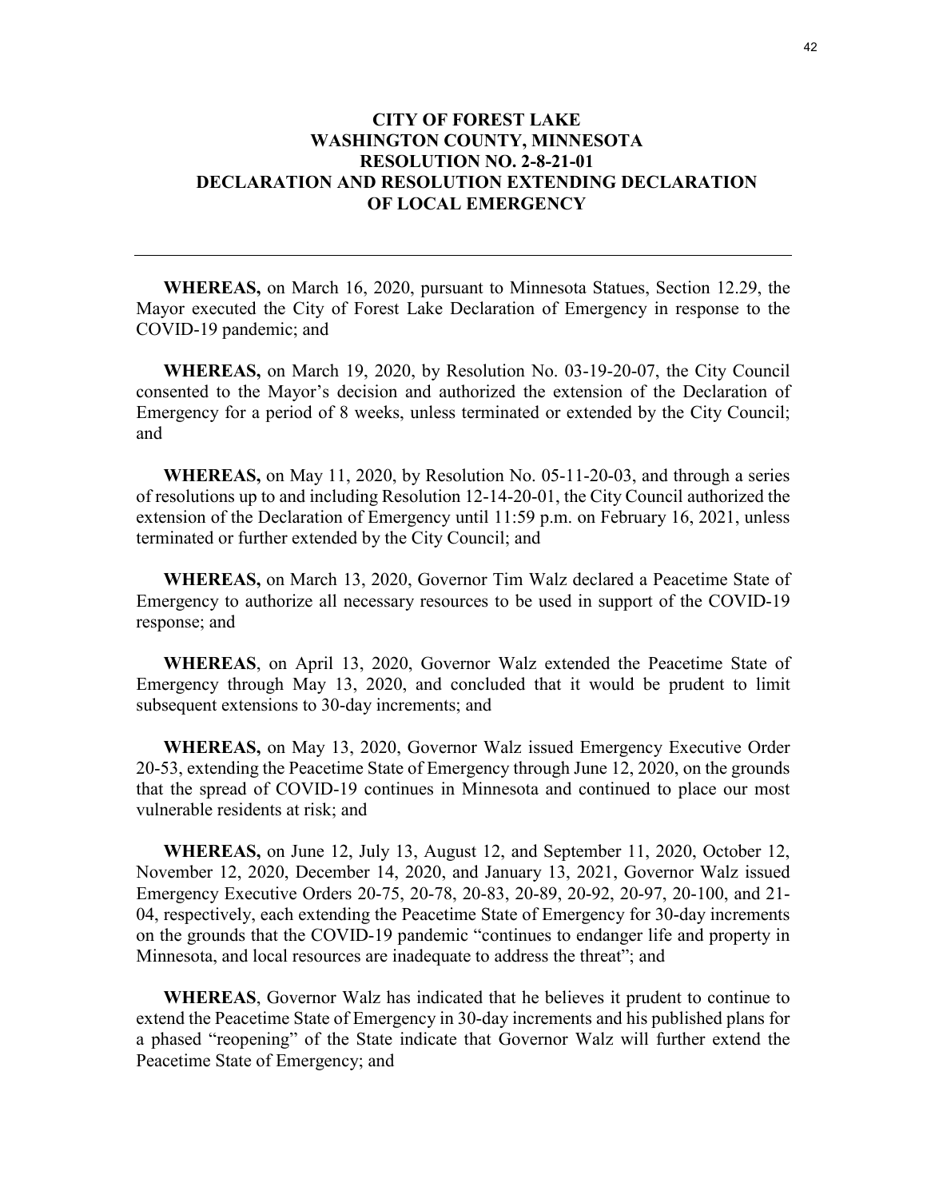# CITY OF FOREST LAKE
# WASHINGTON COUNTY, MINNESOTA
# RESOLUTION NO. 2-8-21-01
# DECLARATION AND RESOLUTION EXTENDING DECLARATION OF LOCAL EMERGENCY

---

**WHEREAS,** on March 16, 2020, pursuant to Minnesota Statues, Section 12.29, the Mayor executed the City of Forest Lake Declaration of Emergency in response to the COVID-19 pandemic; and

**WHEREAS,** on March 19, 2020, by Resolution No. 03-19-20-07, the City Council consented to the Mayor's decision and authorized the extension of the Declaration of Emergency for a period of 8 weeks, unless terminated or extended by the City Council; and

**WHEREAS,** on May 11, 2020, by Resolution No. 05-11-20-03, and through a series of resolutions up to and including Resolution 12-14-20-01, the City Council authorized the extension of the Declaration of Emergency until 11:59 p.m. on February 16, 2021, unless terminated or further extended by the City Council; and

**WHEREAS,** on March 13, 2020, Governor Tim Walz declared a Peacetime State of Emergency to authorize all necessary resources to be used in support of the COVID-19 response; and

**WHEREAS**, on April 13, 2020, Governor Walz extended the Peacetime State of Emergency through May 13, 2020, and concluded that it would be prudent to limit subsequent extensions to 30-day increments; and

**WHEREAS,** on May 13, 2020, Governor Walz issued Emergency Executive Order 20-53, extending the Peacetime State of Emergency through June 12, 2020, on the grounds that the spread of COVID-19 continues in Minnesota and continued to place our most vulnerable residents at risk; and

**WHEREAS,** on June 12, July 13, August 12, and September 11, 2020, October 12, November 12, 2020, December 14, 2020, and January 13, 2021, Governor Walz issued Emergency Executive Orders 20-75, 20-78, 20-83, 20-89, 20-92, 20-97, 20-100, and 21-04, respectively, each extending the Peacetime State of Emergency for 30-day increments on the grounds that the COVID-19 pandemic "continues to endanger life and property in Minnesota, and local resources are inadequate to address the threat"; and

**WHEREAS**, Governor Walz has indicated that he believes it prudent to continue to extend the Peacetime State of Emergency in 30-day increments and his published plans for a phased "reopening" of the State indicate that Governor Walz will further extend the Peacetime State of Emergency; and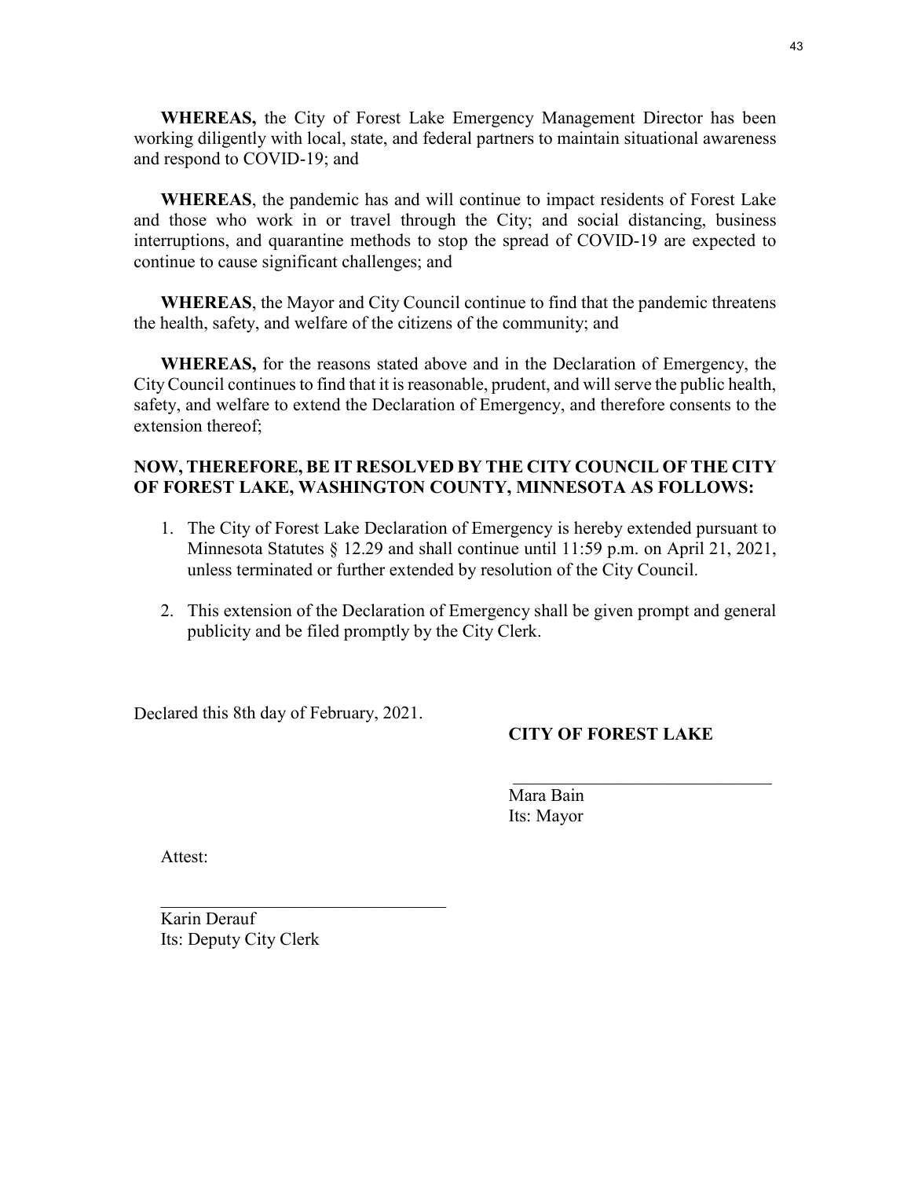**WHEREAS,** the City of Forest Lake Emergency Management Director has been working diligently with local, state, and federal partners to maintain situational awareness and respond to COVID-19; and

**WHEREAS**, the pandemic has and will continue to impact residents of Forest Lake and those who work in or travel through the City; and social distancing, business interruptions, and quarantine methods to stop the spread of COVID-19 are expected to continue to cause significant challenges; and

**WHEREAS**, the Mayor and City Council continue to find that the pandemic threatens the health, safety, and welfare of the citizens of the community; and

**WHEREAS,** for the reasons stated above and in the Declaration of Emergency, the City Council continues to find that it is reasonable, prudent, and will serve the public health, safety, and welfare to extend the Declaration of Emergency, and therefore consents to the extension thereof;

**NOW, THEREFORE, BE IT RESOLVED BY THE CITY COUNCIL OF THE CITY OF FOREST LAKE, WASHINGTON COUNTY, MINNESOTA AS FOLLOWS:**

1. The City of Forest Lake Declaration of Emergency is hereby extended pursuant to Minnesota Statutes § 12.29 and shall continue until 11:59 p.m. on April 21, 2021, unless terminated or further extended by resolution of the City Council.

2. This extension of the Declaration of Emergency shall be given prompt and general publicity and be filed promptly by the City Clerk.

Declared this 8th day of February, 2021.

**CITY OF FOREST LAKE**

______________________________

Mara Bain
Its: Mayor

Attest:

______________________________

Karin Derauf
Its: Deputy City Clerk